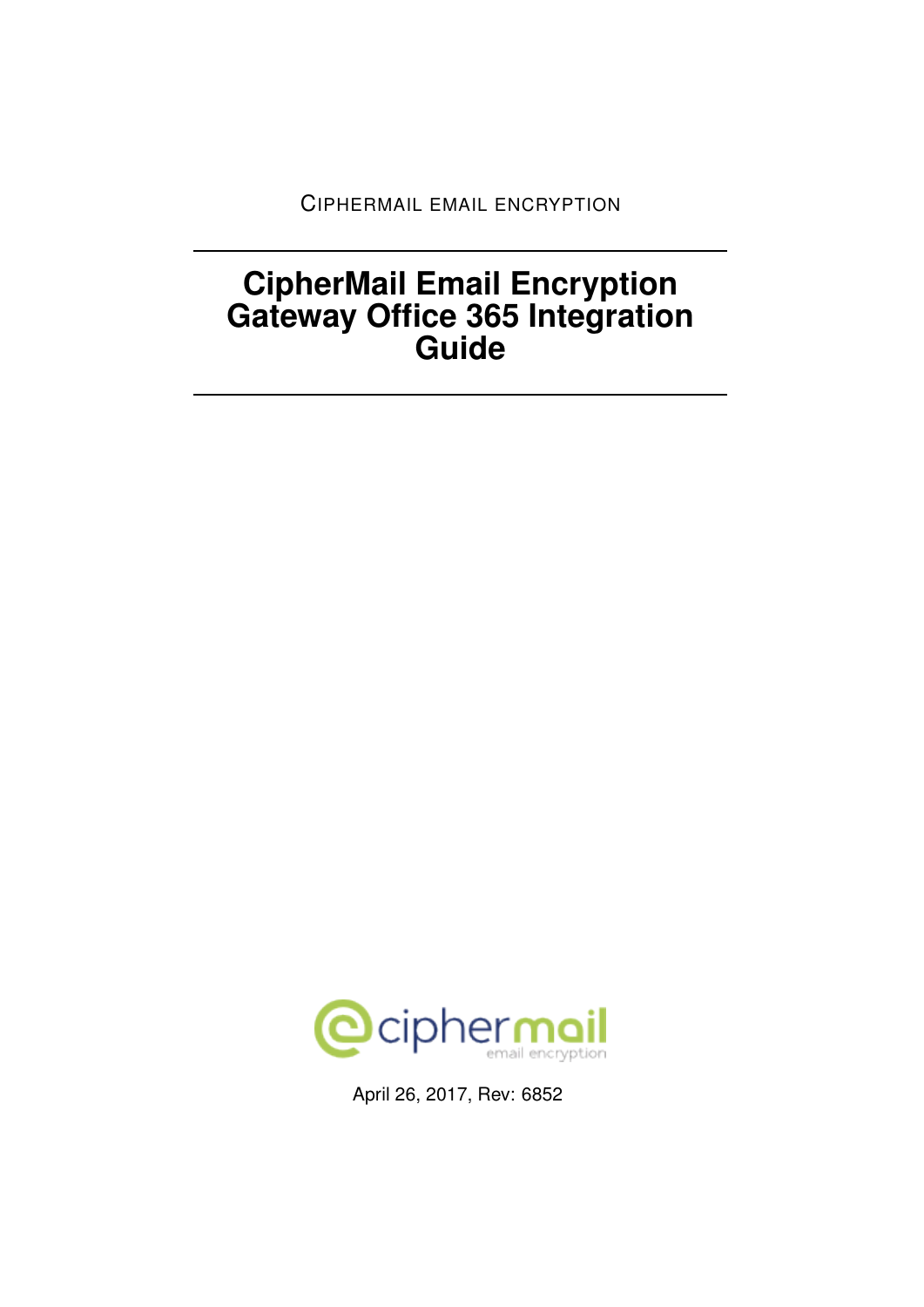CIPHERMAIL EMAIL ENCRYPTION

# CipherMail Email Encryption Gateway Office 365 Integration Guide

April 26, 2017, Rev: 6852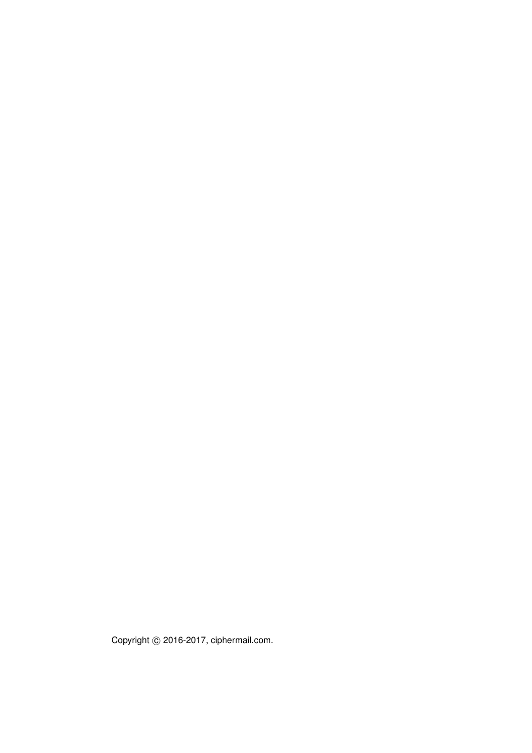Copyright © 2016-2017, ciphermail.com.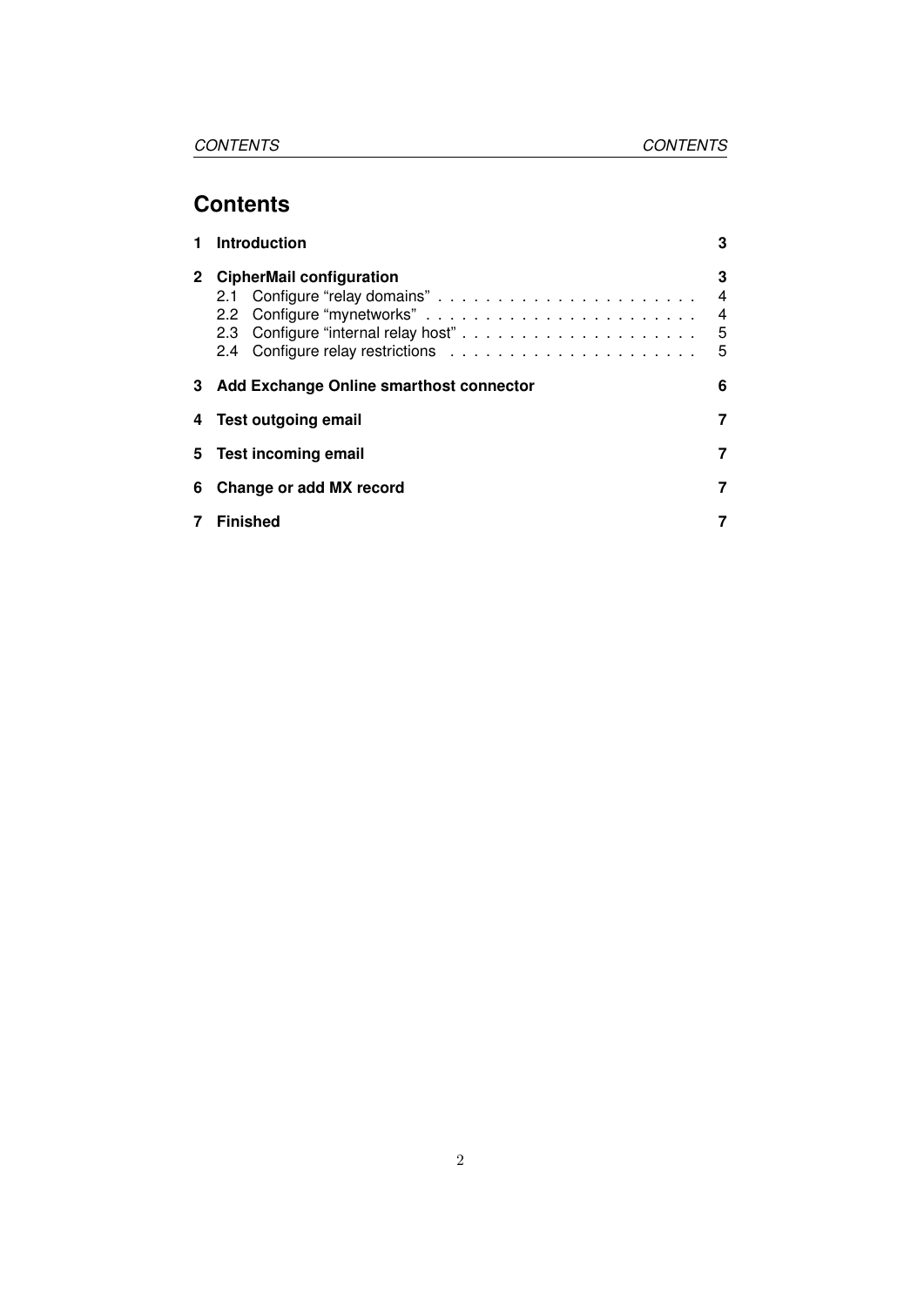# Contents

| | | |
|---|---|---|
| **1** | **Introduction** | **3** |
| **2** | **CipherMail configuration** | **3** |
| | 2.1 Configure “relay domains” | 4 |
| | 2.2 Configure “mynetworks” | 4 |
| | 2.3 Configure “internal relay host” | 5 |
| | 2.4 Configure relay restrictions | 5 |
| **3** | **Add Exchange Online smarthost connector** | **6** |
| **4** | **Test outgoing email** | **7** |
| **5** | **Test incoming email** | **7** |
| **6** | **Change or add MX record** | **7** |
| **7** | **Finished** | **7** |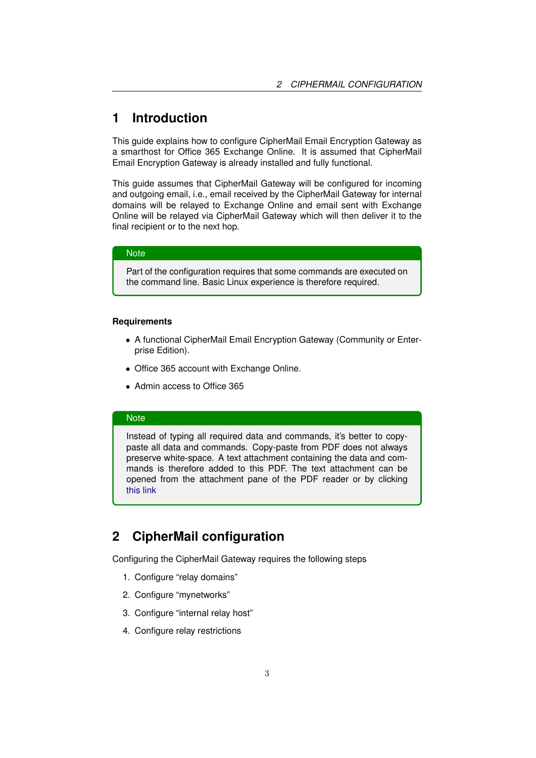# 1 Introduction

This guide explains how to configure CipherMail Email Encryption Gateway as a smarthost for Office 365 Exchange Online. It is assumed that CipherMail Email Encryption Gateway is already installed and fully functional.

This guide assumes that CipherMail Gateway will be configured for incoming and outgoing email, i.e., email received by the CipherMail Gateway for internal domains will be relayed to Exchange Online and email sent with Exchange Online will be relayed via CipherMail Gateway which will then deliver it to the final recipient or to the next hop.

> **Note**
>
> Part of the configuration requires that some commands are executed on the command line. Basic Linux experience is therefore required.

### Requirements

- A functional CipherMail Email Encryption Gateway (Community or Enterprise Edition).
- Office 365 account with Exchange Online.
- Admin access to Office 365

> **Note**
>
> Instead of typing all required data and commands, it's better to copy-paste all data and commands. Copy-paste from PDF does not always preserve white-space. A text attachment containing the data and commands is therefore added to this PDF. The text attachment can be opened from the attachment pane of the PDF reader or by clicking this link

# 2 CipherMail configuration

Configuring the CipherMail Gateway requires the following steps

1. Configure "relay domains"
2. Configure "mynetworks"
3. Configure "internal relay host"
4. Configure relay restrictions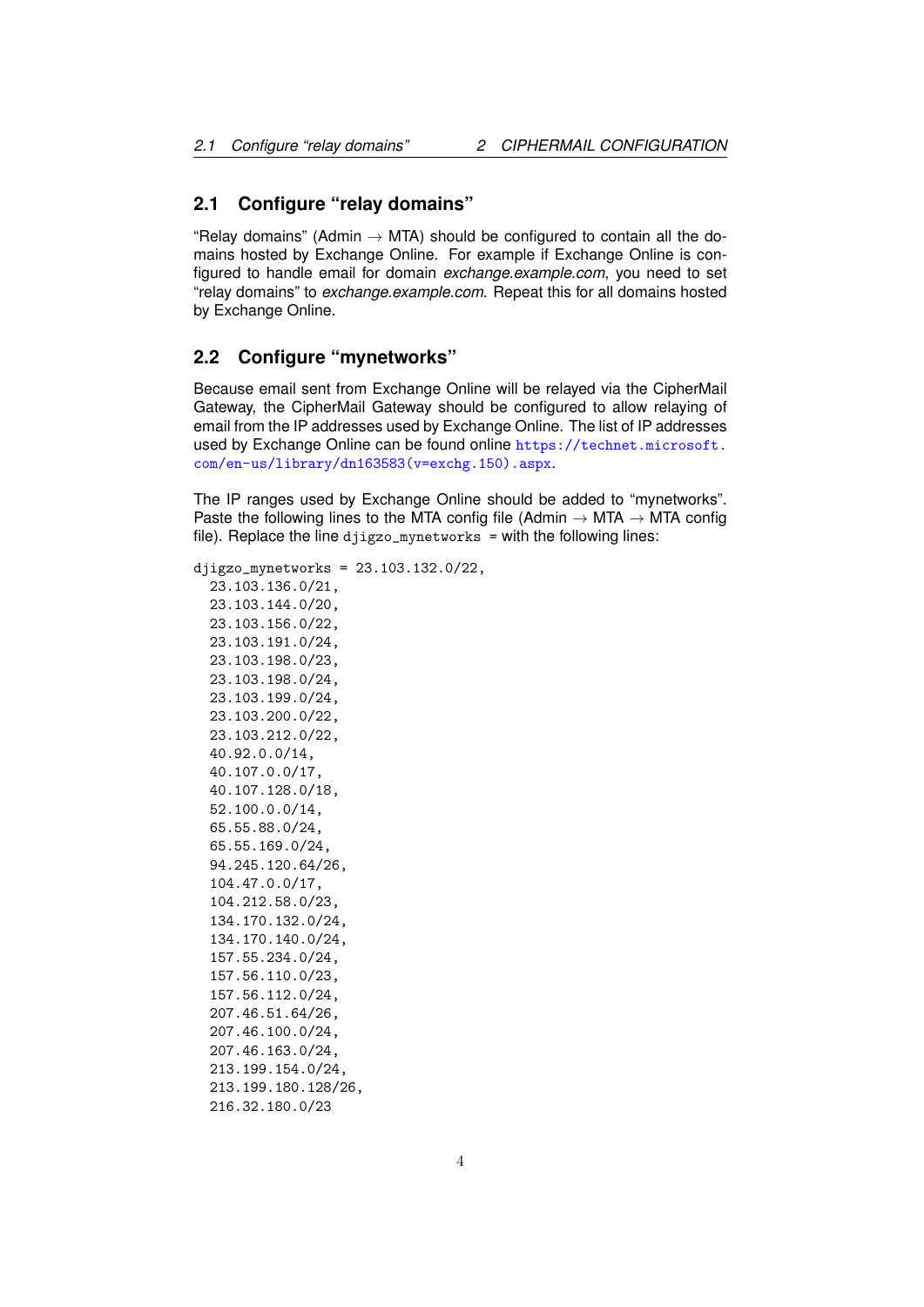## 2.1 Configure "relay domains"

"Relay domains" (Admin → MTA) should be configured to contain all the domains hosted by Exchange Online. For example if Exchange Online is configured to handle email for domain *exchange.example.com*, you need to set "relay domains" to *exchange.example.com*. Repeat this for all domains hosted by Exchange Online.

## 2.2 Configure "mynetworks"

Because email sent from Exchange Online will be relayed via the CipherMail Gateway, the CipherMail Gateway should be configured to allow relaying of email from the IP addresses used by Exchange Online. The list of IP addresses used by Exchange Online can be found online https://technet.microsoft.com/en-us/library/dn163583(v=exchg.150).aspx.

The IP ranges used by Exchange Online should be added to "mynetworks". Paste the following lines to the MTA config file (Admin → MTA → MTA config file). Replace the line `djigzo_mynetworks =` with the following lines:

```
djigzo_mynetworks = 23.103.132.0/22,
  23.103.136.0/21,
  23.103.144.0/20,
  23.103.156.0/22,
  23.103.191.0/24,
  23.103.198.0/23,
  23.103.198.0/24,
  23.103.199.0/24,
  23.103.200.0/22,
  23.103.212.0/22,
  40.92.0.0/14,
  40.107.0.0/17,
  40.107.128.0/18,
  52.100.0.0/14,
  65.55.88.0/24,
  65.55.169.0/24,
  94.245.120.64/26,
  104.47.0.0/17,
  104.212.58.0/23,
  134.170.132.0/24,
  134.170.140.0/24,
  157.55.234.0/24,
  157.56.110.0/23,
  157.56.112.0/24,
  207.46.51.64/26,
  207.46.100.0/24,
  207.46.163.0/24,
  213.199.154.0/24,
  213.199.180.128/26,
  216.32.180.0/23
```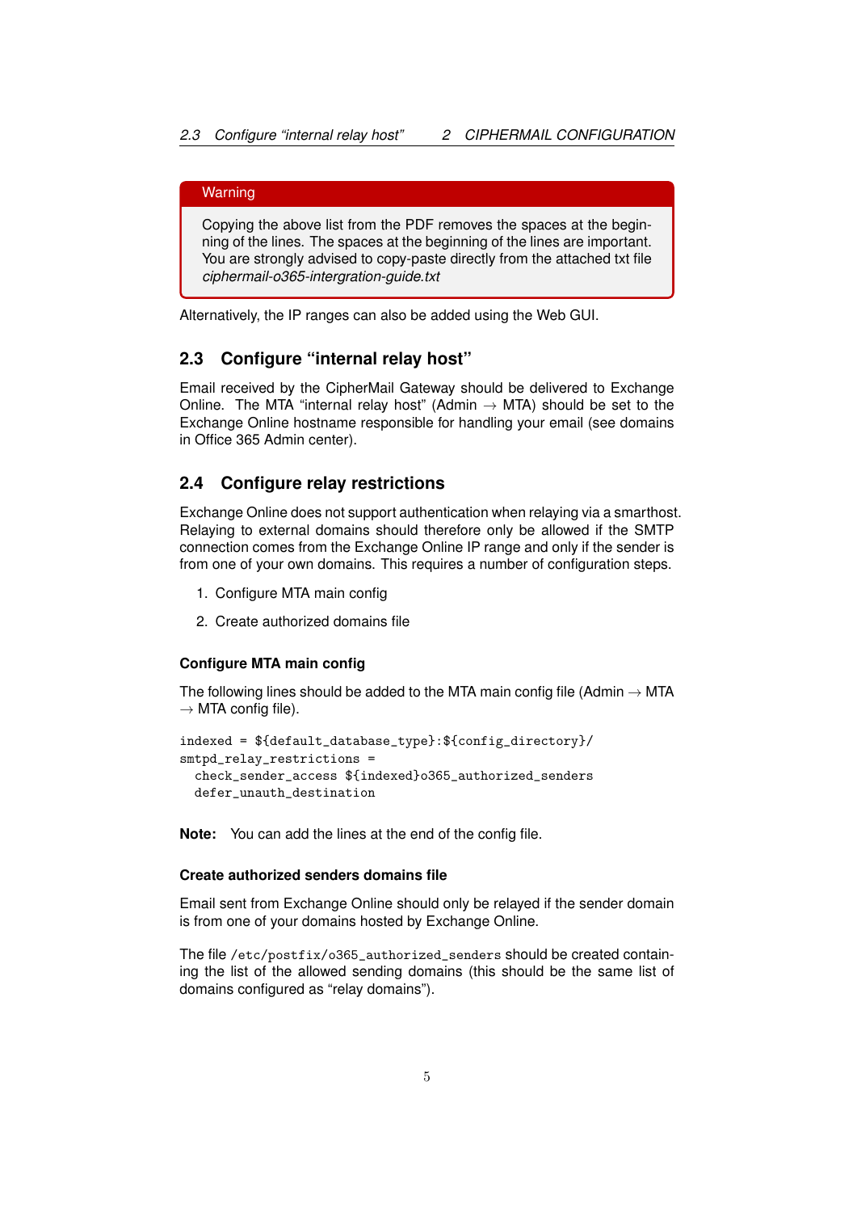> **Warning**
>
> Copying the above list from the PDF removes the spaces at the beginning of the lines. The spaces at the beginning of the lines are important. You are strongly advised to copy-paste directly from the attached txt file *ciphermail-o365-intergration-guide.txt*

Alternatively, the IP ranges can also be added using the Web GUI.

## 2.3 Configure "internal relay host"

Email received by the CipherMail Gateway should be delivered to Exchange Online. The MTA "internal relay host" (Admin → MTA) should be set to the Exchange Online hostname responsible for handling your email (see domains in Office 365 Admin center).

## 2.4 Configure relay restrictions

Exchange Online does not support authentication when relaying via a smarthost. Relaying to external domains should therefore only be allowed if the SMTP connection comes from the Exchange Online IP range and only if the sender is from one of your own domains. This requires a number of configuration steps.

1. Configure MTA main config
2. Create authorized domains file

#### Configure MTA main config

The following lines should be added to the MTA main config file (Admin → MTA → MTA config file).

```
indexed = ${default_database_type}:${config_directory}/
smtpd_relay_restrictions =
  check_sender_access ${indexed}o365_authorized_senders
  defer_unauth_destination
```

**Note:** You can add the lines at the end of the config file.

#### Create authorized senders domains file

Email sent from Exchange Online should only be relayed if the sender domain is from one of your domains hosted by Exchange Online.

The file `/etc/postfix/o365_authorized_senders` should be created containing the list of the allowed sending domains (this should be the same list of domains configured as "relay domains").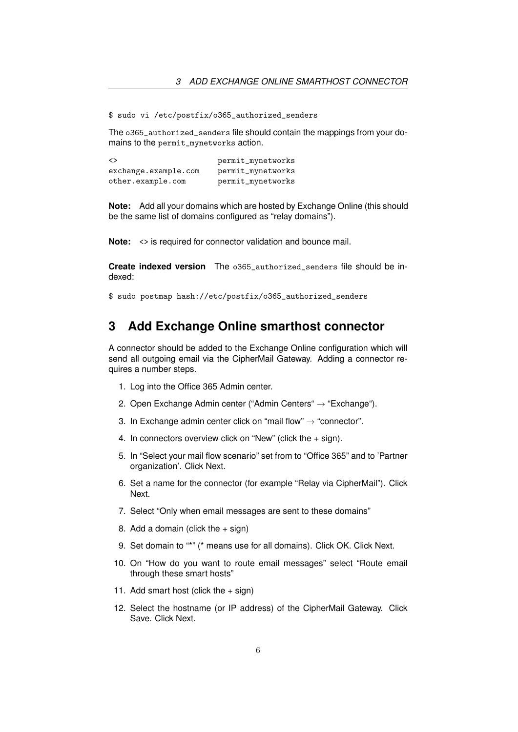```
$ sudo vi /etc/postfix/o365_authorized_senders
```

The `o365_authorized_senders` file should contain the mappings from your domains to the `permit_mynetworks` action.

```
<>                      permit_mynetworks
exchange.example.com    permit_mynetworks
other.example.com       permit_mynetworks
```

**Note:** Add all your domains which are hosted by Exchange Online (this should be the same list of domains configured as "relay domains").

**Note:** <> is required for connector validation and bounce mail.

**Create indexed version** The `o365_authorized_senders` file should be indexed:

```
$ sudo postmap hash://etc/postfix/o365_authorized_senders
```

## 3 Add Exchange Online smarthost connector

A connector should be added to the Exchange Online configuration which will send all outgoing email via the CipherMail Gateway. Adding a connector requires a number steps.

1. Log into the Office 365 Admin center.
2. Open Exchange Admin center ("Admin Centers" → "Exchange").
3. In Exchange admin center click on "mail flow" → "connector".
4. In connectors overview click on "New" (click the + sign).
5. In "Select your mail flow scenario" set from to "Office 365" and to 'Partner organization'. Click Next.
6. Set a name for the connector (for example "Relay via CipherMail"). Click Next.
7. Select "Only when email messages are sent to these domains"
8. Add a domain (click the + sign)
9. Set domain to "*" (* means use for all domains). Click OK. Click Next.
10. On "How do you want to route email messages" select "Route email through these smart hosts"
11. Add smart host (click the + sign)
12. Select the hostname (or IP address) of the CipherMail Gateway. Click Save. Click Next.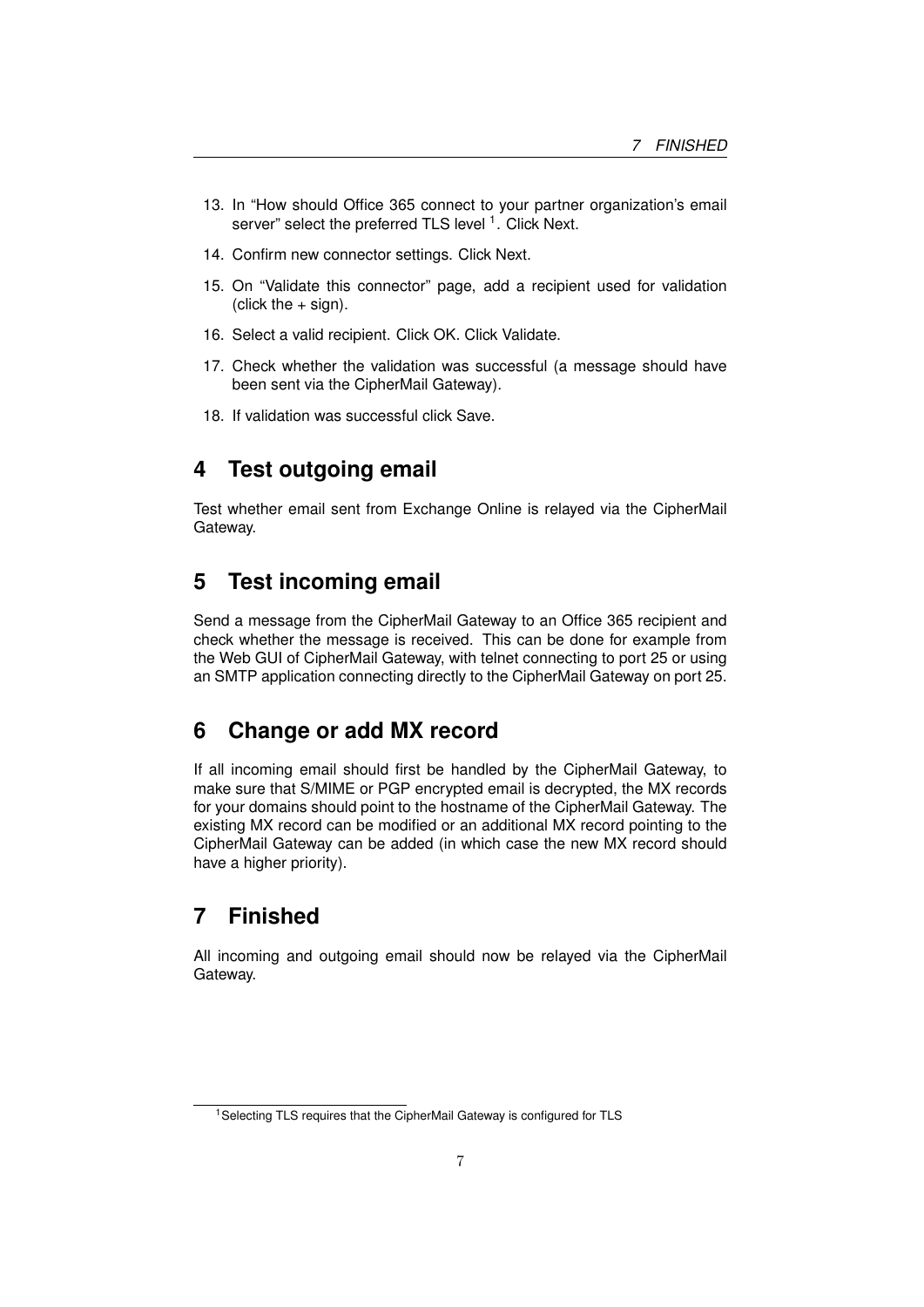13. In “How should Office 365 connect to your partner organization’s email server” select the preferred TLS level [1]. Click Next.
14. Confirm new connector settings. Click Next.
15. On “Validate this connector” page, add a recipient used for validation (click the + sign).
16. Select a valid recipient. Click OK. Click Validate.
17. Check whether the validation was successful (a message should have been sent via the CipherMail Gateway).
18. If validation was successful click Save.

# 4 Test outgoing email

Test whether email sent from Exchange Online is relayed via the CipherMail Gateway.

# 5 Test incoming email

Send a message from the CipherMail Gateway to an Office 365 recipient and check whether the message is received. This can be done for example from the Web GUI of CipherMail Gateway, with telnet connecting to port 25 or using an SMTP application connecting directly to the CipherMail Gateway on port 25.

# 6 Change or add MX record

If all incoming email should first be handled by the CipherMail Gateway, to make sure that S/MIME or PGP encrypted email is decrypted, the MX records for your domains should point to the hostname of the CipherMail Gateway. The existing MX record can be modified or an additional MX record pointing to the CipherMail Gateway can be added (in which case the new MX record should have a higher priority).

# 7 Finished

All incoming and outgoing email should now be relayed via the CipherMail Gateway.

[1] Selecting TLS requires that the CipherMail Gateway is configured for TLS